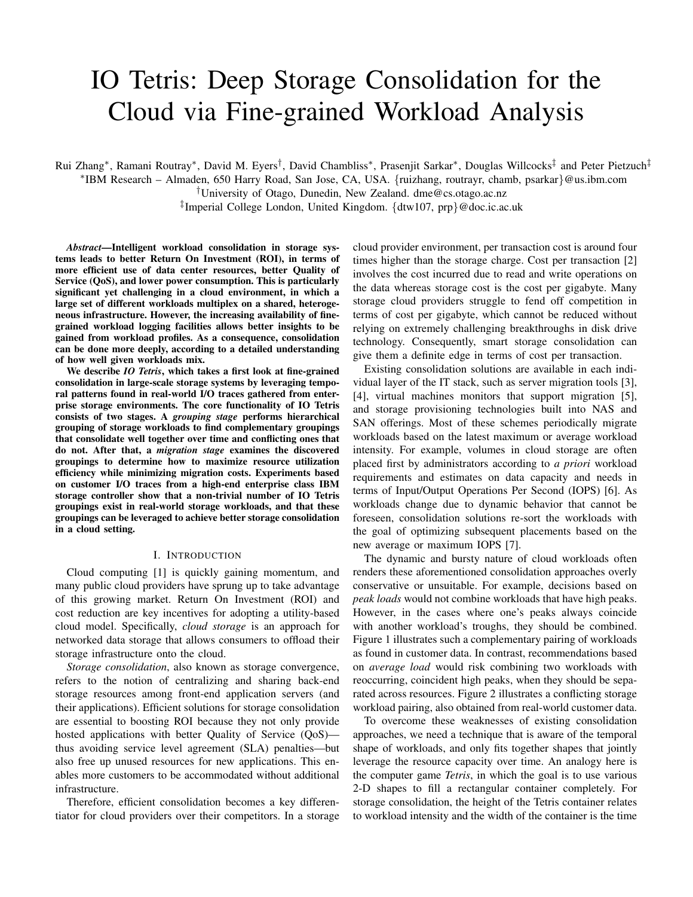# IO Tetris: Deep Storage Consolidation for the Cloud via Fine-grained Workload Analysis

Rui Zhang*, Ramani Routray*, David M. Eyers†, David Chambliss*, Prasenjit Sarkar*, Douglas Willcocks‡ and Peter Pietzuch‡

*IBM Research – Almaden, 650 Harry Road, San Jose, CA, USA. {ruizhang, routrayr, chamb, psarkar}@us.ibm.com

†University of Otago, Dunedin, New Zealand. dme@cs.otago.ac.nz

‡Imperial College London, United Kingdom. {dtw107, prp}@doc.ic.ac.uk

***Abstract*—Intelligent workload consolidation in storage systems leads to better Return On Investment (ROI), in terms of more efficient use of data center resources, better Quality of Service (QoS), and lower power consumption. This is particularly significant yet challenging in a cloud environment, in which a large set of different workloads multiplex on a shared, heterogeneous infrastructure. However, the increasing availability of fine-grained workload logging facilities allows better insights to be gained from workload profiles. As a consequence, consolidation can be done more deeply, according to a detailed understanding of how well given workloads mix.**

**We describe *IO Tetris*, which takes a first look at fine-grained consolidation in large-scale storage systems by leveraging temporal patterns found in real-world I/O traces gathered from enterprise storage environments. The core functionality of IO Tetris consists of two stages. A *grouping stage* performs hierarchical grouping of storage workloads to find complementary groupings that consolidate well together over time and conflicting ones that do not. After that, a *migration stage* examines the discovered groupings to determine how to maximize resource utilization efficiency while minimizing migration costs. Experiments based on customer I/O traces from a high-end enterprise class IBM storage controller show that a non-trivial number of IO Tetris groupings exist in real-world storage workloads, and that these groupings can be leveraged to achieve better storage consolidation in a cloud setting.**

## I. Introduction

Cloud computing [1] is quickly gaining momentum, and many public cloud providers have sprung up to take advantage of this growing market. Return On Investment (ROI) and cost reduction are key incentives for adopting a utility-based cloud model. Specifically, *cloud storage* is an approach for networked data storage that allows consumers to offload their storage infrastructure onto the cloud.

*Storage consolidation*, also known as storage convergence, refers to the notion of centralizing and sharing back-end storage resources among front-end application servers (and their applications). Efficient solutions for storage consolidation are essential to boosting ROI because they not only provide hosted applications with better Quality of Service (QoS)—thus avoiding service level agreement (SLA) penalties—but also free up unused resources for new applications. This enables more customers to be accommodated without additional infrastructure.

Therefore, efficient consolidation becomes a key differentiator for cloud providers over their competitors. In a storage cloud provider environment, per transaction cost is around four times higher than the storage charge. Cost per transaction [2] involves the cost incurred due to read and write operations on the data whereas storage cost is the cost per gigabyte. Many storage cloud providers struggle to fend off competition in terms of cost per gigabyte, which cannot be reduced without relying on extremely challenging breakthroughs in disk drive technology. Consequently, smart storage consolidation can give them a definite edge in terms of cost per transaction.

Existing consolidation solutions are available in each individual layer of the IT stack, such as server migration tools [3], [4], virtual machines monitors that support migration [5], and storage provisioning technologies built into NAS and SAN offerings. Most of these schemes periodically migrate workloads based on the latest maximum or average workload intensity. For example, volumes in cloud storage are often placed first by administrators according to *a priori* workload requirements and estimates on data capacity and needs in terms of Input/Output Operations Per Second (IOPS) [6]. As workloads change due to dynamic behavior that cannot be foreseen, consolidation solutions re-sort the workloads with the goal of optimizing subsequent placements based on the new average or maximum IOPS [7].

The dynamic and bursty nature of cloud workloads often renders these aforementioned consolidation approaches overly conservative or unsuitable. For example, decisions based on *peak loads* would not combine workloads that have high peaks. However, in the cases where one's peaks always coincide with another workload's troughs, they should be combined. Figure 1 illustrates such a complementary pairing of workloads as found in customer data. In contrast, recommendations based on *average load* would risk combining two workloads with reoccurring, coincident high peaks, when they should be separated across resources. Figure 2 illustrates a conflicting storage workload pairing, also obtained from real-world customer data.

To overcome these weaknesses of existing consolidation approaches, we need a technique that is aware of the temporal shape of workloads, and only fits together shapes that jointly leverage the resource capacity over time. An analogy here is the computer game *Tetris*, in which the goal is to use various 2-D shapes to fill a rectangular container completely. For storage consolidation, the height of the Tetris container relates to workload intensity and the width of the container is the time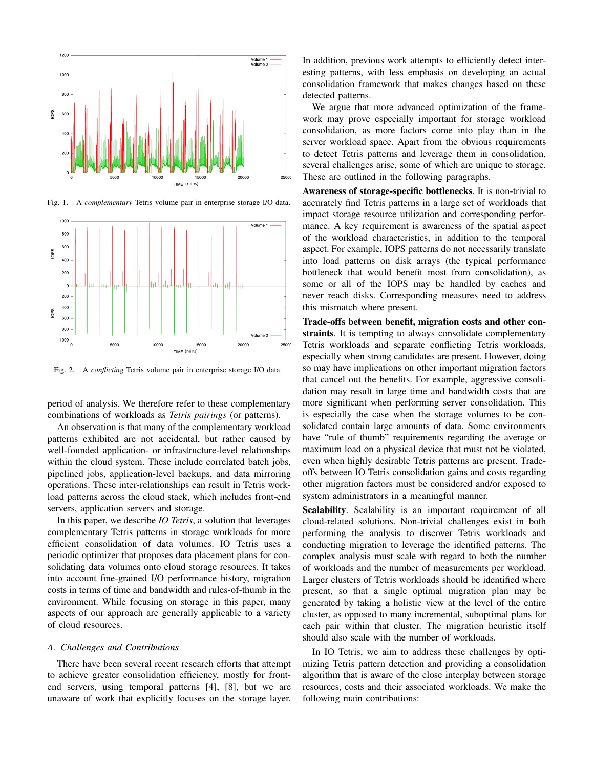1200

1000

800

600

400

200

0

IOPS

0 5000 10000 15000 20000 25000

TIME (mins)

Volume 1

Volume 2

Fig. 1. A *complementary* Tetris volume pair in enterprise storage I/O data.

1000

800

600

400

200

0

200

400

600

800

1000

IOPS

IOPS

0 5000 10000 15000 20000 25000

TIME (mins)

Volume 1

Volume 2

Fig. 2. A *conflicting* Tetris volume pair in enterprise storage I/O data.

period of analysis. We therefore refer to these complementary combinations of workloads as *Tetris pairings* (or patterns).

An observation is that many of the complementary workload patterns exhibited are not accidental, but rather caused by well-founded application- or infrastructure-level relationships within the cloud system. These include correlated batch jobs, pipelined jobs, application-level backups, and data mirroring operations. These inter-relationships can result in Tetris workload patterns across the cloud stack, which includes front-end servers, application servers and storage.

In this paper, we describe *IO Tetris*, a solution that leverages complementary Tetris patterns in storage workloads for more efficient consolidation of data volumes. IO Tetris uses a periodic optimizer that proposes data placement plans for consolidating data volumes onto cloud storage resources. It takes into account fine-grained I/O performance history, migration costs in terms of time and bandwidth and rules-of-thumb in the environment. While focusing on storage in this paper, many aspects of our approach are generally applicable to a variety of cloud resources.

### A. Challenges and Contributions

There have been several recent research efforts that attempt to achieve greater consolidation efficiency, mostly for front-end servers, using temporal patterns [4], [8], but we are unaware of work that explicitly focuses on the storage layer. In addition, previous work attempts to efficiently detect interesting patterns, with less emphasis on developing an actual consolidation framework that makes changes based on these detected patterns.

We argue that more advanced optimization of the framework may prove especially important for storage workload consolidation, as more factors come into play than in the server workload space. Apart from the obvious requirements to detect Tetris patterns and leverage them in consolidation, several challenges arise, some of which are unique to storage. These are outlined in the following paragraphs.

**Awareness of storage-specific bottlenecks**. It is non-trivial to accurately find Tetris patterns in a large set of workloads that impact storage resource utilization and corresponding performance. A key requirement is awareness of the spatial aspect of the workload characteristics, in addition to the temporal aspect. For example, IOPS patterns do not necessarily translate into load patterns on disk arrays (the typical performance bottleneck that would benefit most from consolidation), as some or all of the IOPS may be handled by caches and never reach disks. Corresponding measures need to address this mismatch where present.

**Trade-offs between benefit, migration costs and other constraints**. It is tempting to always consolidate complementary Tetris workloads and separate conflicting Tetris workloads, especially when strong candidates are present. However, doing so may have implications on other important migration factors that cancel out the benefits. For example, aggressive consolidation may result in large time and bandwidth costs that are more significant when performing server consolidation. This is especially the case when the storage volumes to be consolidated contain large amounts of data. Some environments have "rule of thumb" requirements regarding the average or maximum load on a physical device that must not be violated, even when highly desirable Tetris patterns are present. Trade-offs between IO Tetris consolidation gains and costs regarding other migration factors must be considered and/or exposed to system administrators in a meaningful manner.

**Scalability**. Scalability is an important requirement of all cloud-related solutions. Non-trivial challenges exist in both performing the analysis to discover Tetris workloads and conducting migration to leverage the identified patterns. The complex analysis must scale with regard to both the number of workloads and the number of measurements per workload. Larger clusters of Tetris workloads should be identified where present, so that a single optimal migration plan may be generated by taking a holistic view at the level of the entire cluster, as opposed to many incremental, suboptimal plans for each pair within that cluster. The migration heuristic itself should also scale with the number of workloads.

In IO Tetris, we aim to address these challenges by optimizing Tetris pattern detection and providing a consolidation algorithm that is aware of the close interplay between storage resources, costs and their associated workloads. We make the following main contributions: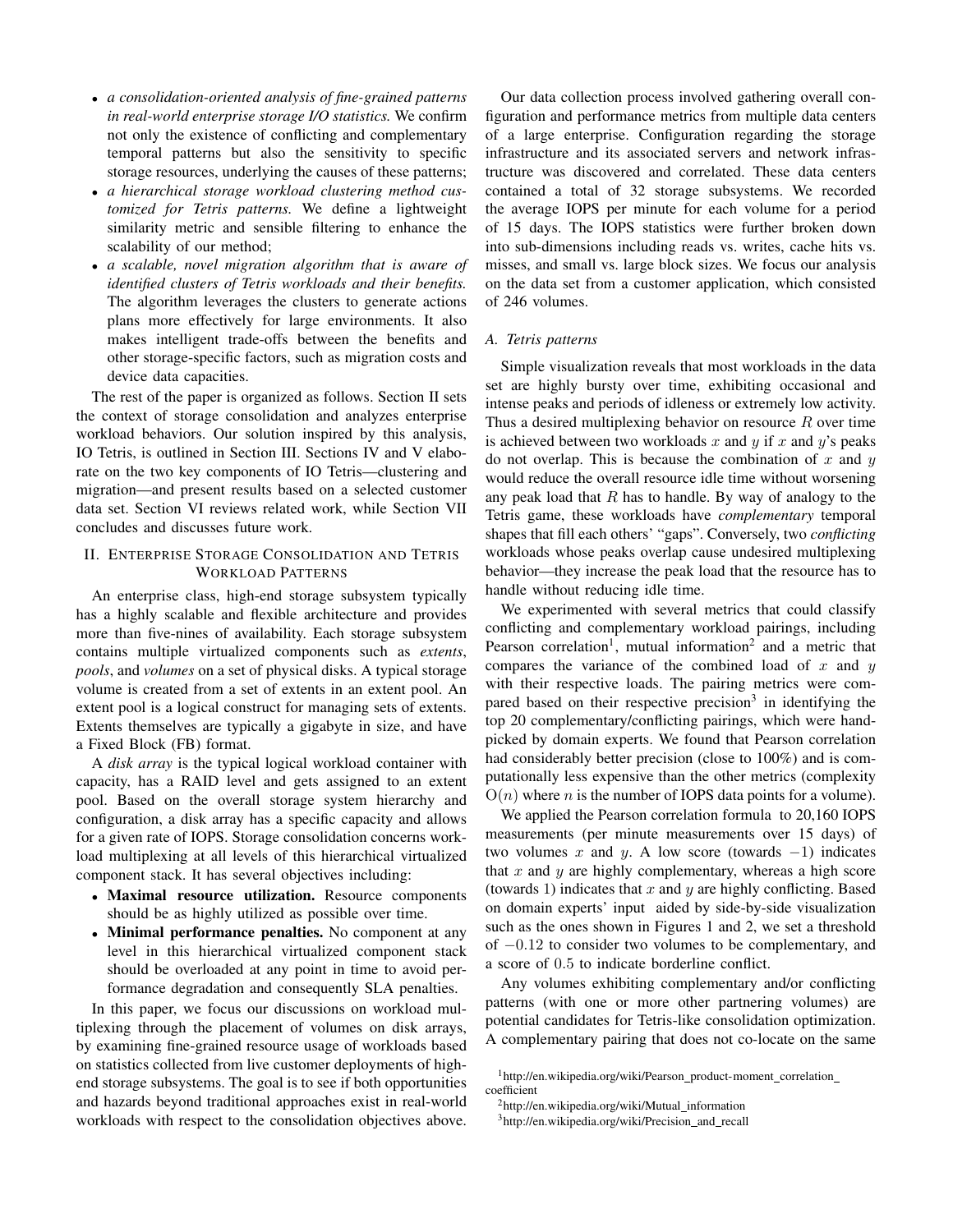- *a consolidation-oriented analysis of fine-grained patterns in real-world enterprise storage I/O statistics.* We confirm not only the existence of conflicting and complementary temporal patterns but also the sensitivity to specific storage resources, underlying the causes of these patterns;
- *a hierarchical storage workload clustering method customized for Tetris patterns.* We define a lightweight similarity metric and sensible filtering to enhance the scalability of our method;
- *a scalable, novel migration algorithm that is aware of identified clusters of Tetris workloads and their benefits.* The algorithm leverages the clusters to generate actions plans more effectively for large environments. It also makes intelligent trade-offs between the benefits and other storage-specific factors, such as migration costs and device data capacities.

The rest of the paper is organized as follows. Section II sets the context of storage consolidation and analyzes enterprise workload behaviors. Our solution inspired by this analysis, IO Tetris, is outlined in Section III. Sections IV and V elaborate on the two key components of IO Tetris—clustering and migration—and present results based on a selected customer data set. Section VI reviews related work, while Section VII concludes and discusses future work.

## II. Enterprise Storage Consolidation and Tetris Workload Patterns

An enterprise class, high-end storage subsystem typically has a highly scalable and flexible architecture and provides more than five-nines of availability. Each storage subsystem contains multiple virtualized components such as *extents*, *pools*, and *volumes* on a set of physical disks. A typical storage volume is created from a set of extents in an extent pool. An extent pool is a logical construct for managing sets of extents. Extents themselves are typically a gigabyte in size, and have a Fixed Block (FB) format.

A *disk array* is the typical logical workload container with capacity, has a RAID level and gets assigned to an extent pool. Based on the overall storage system hierarchy and configuration, a disk array has a specific capacity and allows for a given rate of IOPS. Storage consolidation concerns workload multiplexing at all levels of this hierarchical virtualized component stack. It has several objectives including:

- **Maximal resource utilization.** Resource components should be as highly utilized as possible over time.
- **Minimal performance penalties.** No component at any level in this hierarchical virtualized component stack should be overloaded at any point in time to avoid performance degradation and consequently SLA penalties.

In this paper, we focus our discussions on workload multiplexing through the placement of volumes on disk arrays, by examining fine-grained resource usage of workloads based on statistics collected from live customer deployments of high-end storage subsystems. The goal is to see if both opportunities and hazards beyond traditional approaches exist in real-world workloads with respect to the consolidation objectives above.

Our data collection process involved gathering overall configuration and performance metrics from multiple data centers of a large enterprise. Configuration regarding the storage infrastructure and its associated servers and network infrastructure was discovered and correlated. These data centers contained a total of 32 storage subsystems. We recorded the average IOPS per minute for each volume for a period of 15 days. The IOPS statistics were further broken down into sub-dimensions including reads vs. writes, cache hits vs. misses, and small vs. large block sizes. We focus our analysis on the data set from a customer application, which consisted of 246 volumes.

### A. Tetris patterns

Simple visualization reveals that most workloads in the data set are highly bursty over time, exhibiting occasional and intense peaks and periods of idleness or extremely low activity. Thus a desired multiplexing behavior on resource $R$ over time is achieved between two workloads $x$ and $y$ if $x$ and $y$'s peaks do not overlap. This is because the combination of $x$ and $y$ would reduce the overall resource idle time without worsening any peak load that $R$ has to handle. By way of analogy to the Tetris game, these workloads have *complementary* temporal shapes that fill each others' "gaps". Conversely, two *conflicting* workloads whose peaks overlap cause undesired multiplexing behavior—they increase the peak load that the resource has to handle without reducing idle time.

We experimented with several metrics that could classify conflicting and complementary workload pairings, including Pearson correlation[1], mutual information[2] and a metric that compares the variance of the combined load of $x$ and $y$ with their respective loads. The pairing metrics were compared based on their respective precision[3] in identifying the top 20 complementary/conflicting pairings, which were hand-picked by domain experts. We found that Pearson correlation had considerably better precision (close to 100%) and is computationally less expensive than the other metrics (complexity $O(n)$ where $n$ is the number of IOPS data points for a volume).

We applied the Pearson correlation formula to 20,160 IOPS measurements (per minute measurements over 15 days) of two volumes $x$ and $y$. A low score (towards $-1$) indicates that $x$ and $y$ are highly complementary, whereas a high score (towards 1) indicates that $x$ and $y$ are highly conflicting. Based on domain experts' input aided by side-by-side visualization such as the ones shown in Figures 1 and 2, we set a threshold of $-0.12$ to consider two volumes to be complementary, and a score of $0.5$ to indicate borderline conflict.

Any volumes exhibiting complementary and/or conflicting patterns (with one or more other partnering volumes) are potential candidates for Tetris-like consolidation optimization. A complementary pairing that does not co-locate on the same

[1] http://en.wikipedia.org/wiki/Pearson_product-moment_correlation_coefficient

[2] http://en.wikipedia.org/wiki/Mutual_information

[3] http://en.wikipedia.org/wiki/Precision_and_recall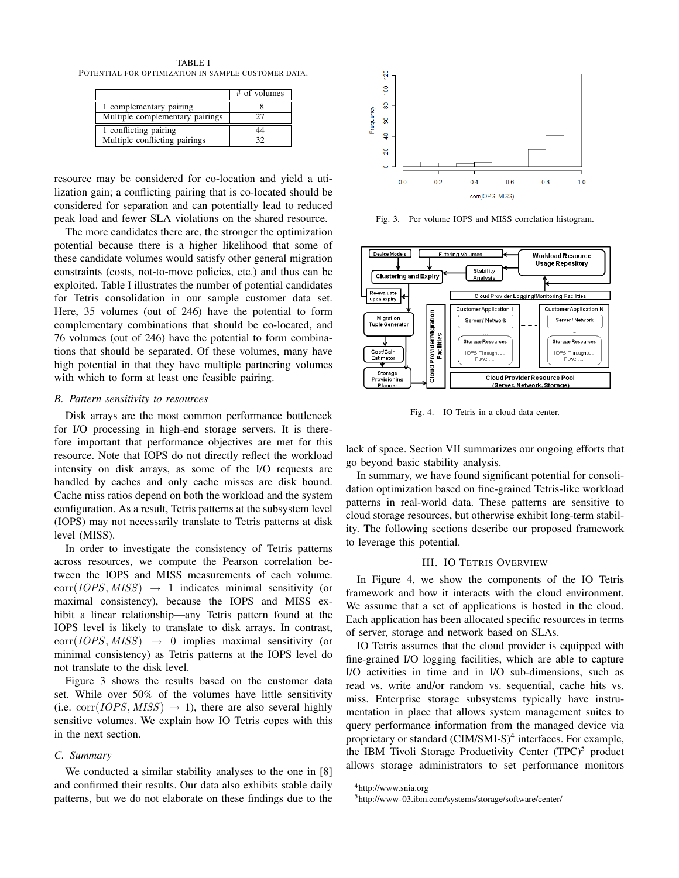TABLE I
POTENTIAL FOR OPTIMIZATION IN SAMPLE CUSTOMER DATA.

| | # of volumes |
|---|---|
| 1 complementary pairing | 8 |
| Multiple complementary pairings | 27 |
| 1 conflicting pairing | 44 |
| Multiple conflicting pairings | 32 |

resource may be considered for co-location and yield a utilization gain; a conflicting pairing that is co-located should be considered for separation and can potentially lead to reduced peak load and fewer SLA violations on the shared resource.

The more candidates there are, the stronger the optimization potential because there is a higher likelihood that some of these candidate volumes would satisfy other general migration constraints (costs, not-to-move policies, etc.) and thus can be exploited. Table I illustrates the number of potential candidates for Tetris consolidation in our sample customer data set. Here, 35 volumes (out of 246) have the potential to form complementary combinations that should be co-located, and 76 volumes (out of 246) have the potential to form combinations that should be separated. Of these volumes, many have high potential in that they have multiple partnering volumes with which to form at least one feasible pairing.

### B. Pattern sensitivity to resources

Disk arrays are the most common performance bottleneck for I/O processing in high-end storage servers. It is therefore important that performance objectives are met for this resource. Note that IOPS do not directly reflect the workload intensity on disk arrays, as some of the I/O requests are handled by caches and only cache misses are disk bound. Cache miss ratios depend on both the workload and the system configuration. As a result, Tetris patterns at the subsystem level (IOPS) may not necessarily translate to Tetris patterns at disk level (MISS).

In order to investigate the consistency of Tetris patterns across resources, we compute the Pearson correlation between the IOPS and MISS measurements of each volume. $\mathrm{corr}(IOPS, MISS) \rightarrow 1$ indicates minimal sensitivity (or maximal consistency), because the IOPS and MISS exhibit a linear relationship—any Tetris pattern found at the IOPS level is likely to translate to disk arrays. In contrast, $\mathrm{corr}(IOPS, MISS) \rightarrow 0$ implies maximal sensitivity (or minimal consistency) as Tetris patterns at the IOPS level do not translate to the disk level.

Figure 3 shows the results based on the customer data set. While over 50% of the volumes have little sensitivity (i.e. $\mathrm{corr}(IOPS, MISS) \rightarrow 1$), there are also several highly sensitive volumes. We explain how IO Tetris copes with this in the next section.

### C. Summary

We conducted a similar stability analyses to the one in [8] and confirmed their results. Our data also exhibits stable daily patterns, but we do not elaborate on these findings due to the lack of space. Section VII summarizes our ongoing efforts that go beyond basic stability analysis.

In summary, we have found significant potential for consolidation optimization based on fine-grained Tetris-like workload patterns in real-world data. These patterns are sensitive to cloud storage resources, but otherwise exhibit long-term stability. The following sections describe our proposed framework to leverage this potential.

Frequency
0 20 40 60 80 100 120
0.0 0.2 0.4 0.6 0.8 1.0
corr(IOPS, MISS)

Fig. 3. Per volume IOPS and MISS correlation histogram.

Device Models
Filtering Volumes
Workload Resource Usage Repository
Clustering and Expiry
Stability Analysis
Re-evaluate upon expiry
Cloud Provider Logging/Monitoring Facilities
Migration Tuple Generator
Cloud Provider Migration Facilities
Customer Application-1
Server / Network
Storage Resources
IOPS, Throughput, Power,...
Customer Application-N
Server / Network
Storage Resources
IOPS, Throughput, Power,...
Cost/Gain Estimator
Storage Provisioning Planner
Cloud Provider Resource Pool (Server, Network, Storage)

Fig. 4. IO Tetris in a cloud data center.

## III. IO Tetris Overview

In Figure 4, we show the components of the IO Tetris framework and how it interacts with the cloud environment. We assume that a set of applications is hosted in the cloud. Each application has been allocated specific resources in terms of server, storage and network based on SLAs.

IO Tetris assumes that the cloud provider is equipped with fine-grained I/O logging facilities, which are able to capture I/O activities in time and in I/O sub-dimensions, such as read vs. write and/or random vs. sequential, cache hits vs. miss. Enterprise storage subsystems typically have instrumentation in place that allows system management suites to query performance information from the managed device via proprietary or standard (CIM/SMI-S)[4] interfaces. For example, the IBM Tivoli Storage Productivity Center (TPC)[5] product allows storage administrators to set performance monitors

[4] http://www.snia.org

[5] http://www-03.ibm.com/systems/storage/software/center/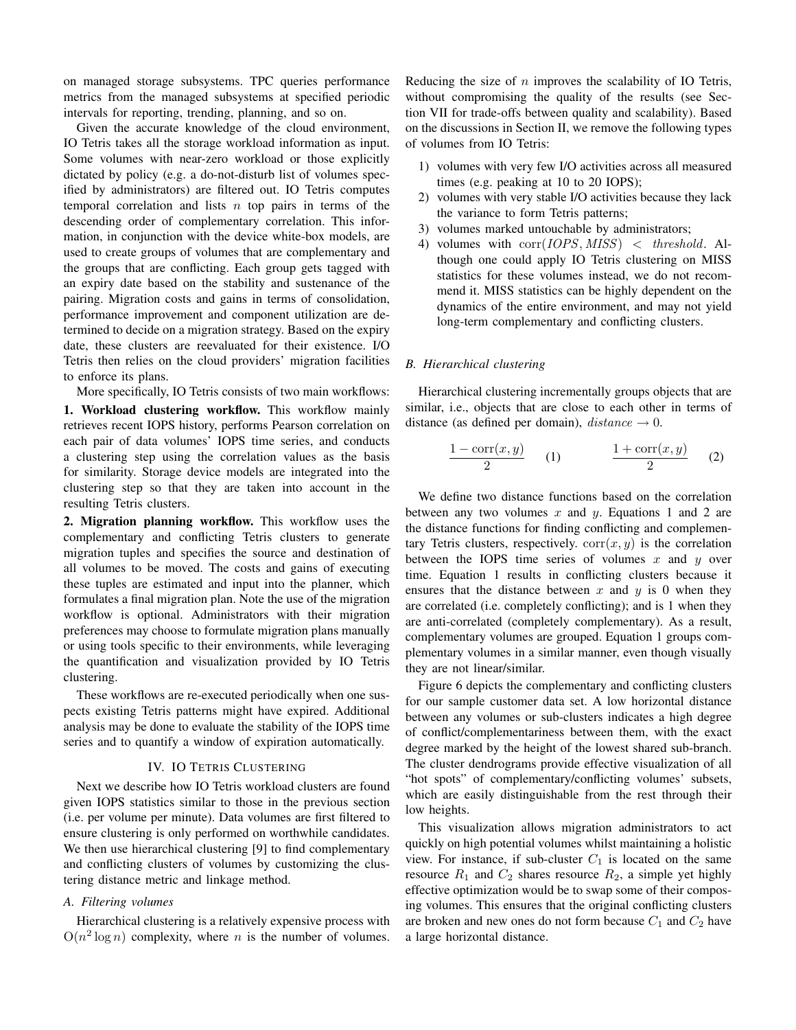on managed storage subsystems. TPC queries performance metrics from the managed subsystems at specified periodic intervals for reporting, trending, planning, and so on.

Given the accurate knowledge of the cloud environment, IO Tetris takes all the storage workload information as input. Some volumes with near-zero workload or those explicitly dictated by policy (e.g. a do-not-disturb list of volumes specified by administrators) are filtered out. IO Tetris computes temporal correlation and lists $n$ top pairs in terms of the descending order of complementary correlation. This information, in conjunction with the device white-box models, are used to create groups of volumes that are complementary and the groups that are conflicting. Each group gets tagged with an expiry date based on the stability and sustenance of the pairing. Migration costs and gains in terms of consolidation, performance improvement and component utilization are determined to decide on a migration strategy. Based on the expiry date, these clusters are reevaluated for their existence. I/O Tetris then relies on the cloud providers' migration facilities to enforce its plans.

More specifically, IO Tetris consists of two main workflows:

**1. Workload clustering workflow.** This workflow mainly retrieves recent IOPS history, performs Pearson correlation on each pair of data volumes' IOPS time series, and conducts a clustering step using the correlation values as the basis for similarity. Storage device models are integrated into the clustering step so that they are taken into account in the resulting Tetris clusters.

**2. Migration planning workflow.** This workflow uses the complementary and conflicting Tetris clusters to generate migration tuples and specifies the source and destination of all volumes to be moved. The costs and gains of executing these tuples are estimated and input into the planner, which formulates a final migration plan. Note the use of the migration workflow is optional. Administrators with their migration preferences may choose to formulate migration plans manually or using tools specific to their environments, while leveraging the quantification and visualization provided by IO Tetris clustering.

These workflows are re-executed periodically when one suspects existing Tetris patterns might have expired. Additional analysis may be done to evaluate the stability of the IOPS time series and to quantify a window of expiration automatically.

## IV. IO Tetris Clustering

Next we describe how IO Tetris workload clusters are found given IOPS statistics similar to those in the previous section (i.e. per volume per minute). Data volumes are first filtered to ensure clustering is only performed on worthwhile candidates. We then use hierarchical clustering [9] to find complementary and conflicting clusters of volumes by customizing the clustering distance metric and linkage method.

### A. Filtering volumes

Hierarchical clustering is a relatively expensive process with $O(n^2 \log n)$ complexity, where $n$ is the number of volumes. Reducing the size of $n$ improves the scalability of IO Tetris, without compromising the quality of the results (see Section VII for trade-offs between quality and scalability). Based on the discussions in Section II, we remove the following types of volumes from IO Tetris:

1) volumes with very few I/O activities across all measured times (e.g. peaking at 10 to 20 IOPS);
2) volumes with very stable I/O activities because they lack the variance to form Tetris patterns;
3) volumes marked untouchable by administrators;
4) volumes with $\mathrm{corr}(IOPS, MISS) < threshold$. Although one could apply IO Tetris clustering on MISS statistics for these volumes instead, we do not recommend it. MISS statistics can be highly dependent on the dynamics of the entire environment, and may not yield long-term complementary and conflicting clusters.

### B. Hierarchical clustering

Hierarchical clustering incrementally groups objects that are similar, i.e., objects that are close to each other in terms of distance (as defined per domain), $distance \to 0$.

$$\frac{1 - \mathrm{corr}(x, y)}{2} \quad (1) \qquad\qquad \frac{1 + \mathrm{corr}(x, y)}{2} \quad (2)$$

We define two distance functions based on the correlation between any two volumes $x$ and $y$. Equations 1 and 2 are the distance functions for finding conflicting and complementary Tetris clusters, respectively. $\mathrm{corr}(x, y)$ is the correlation between the IOPS time series of volumes $x$ and $y$ over time. Equation 1 results in conflicting clusters because it ensures that the distance between $x$ and $y$ is 0 when they are correlated (i.e. completely conflicting); and is 1 when they are anti-correlated (completely complementary). As a result, complementary volumes are grouped. Equation 1 groups complementary volumes in a similar manner, even though visually they are not linear/similar.

Figure 6 depicts the complementary and conflicting clusters for our sample customer data set. A low horizontal distance between any volumes or sub-clusters indicates a high degree of conflict/complementariness between them, with the exact degree marked by the height of the lowest shared sub-branch. The cluster dendrograms provide effective visualization of all "hot spots" of complementary/conflicting volumes' subsets, which are easily distinguishable from the rest through their low heights.

This visualization allows migration administrators to act quickly on high potential volumes whilst maintaining a holistic view. For instance, if sub-cluster $C_1$ is located on the same resource $R_1$ and $C_2$ shares resource $R_2$, a simple yet highly effective optimization would be to swap some of their composing volumes. This ensures that the original conflicting clusters are broken and new ones do not form because $C_1$ and $C_2$ have a large horizontal distance.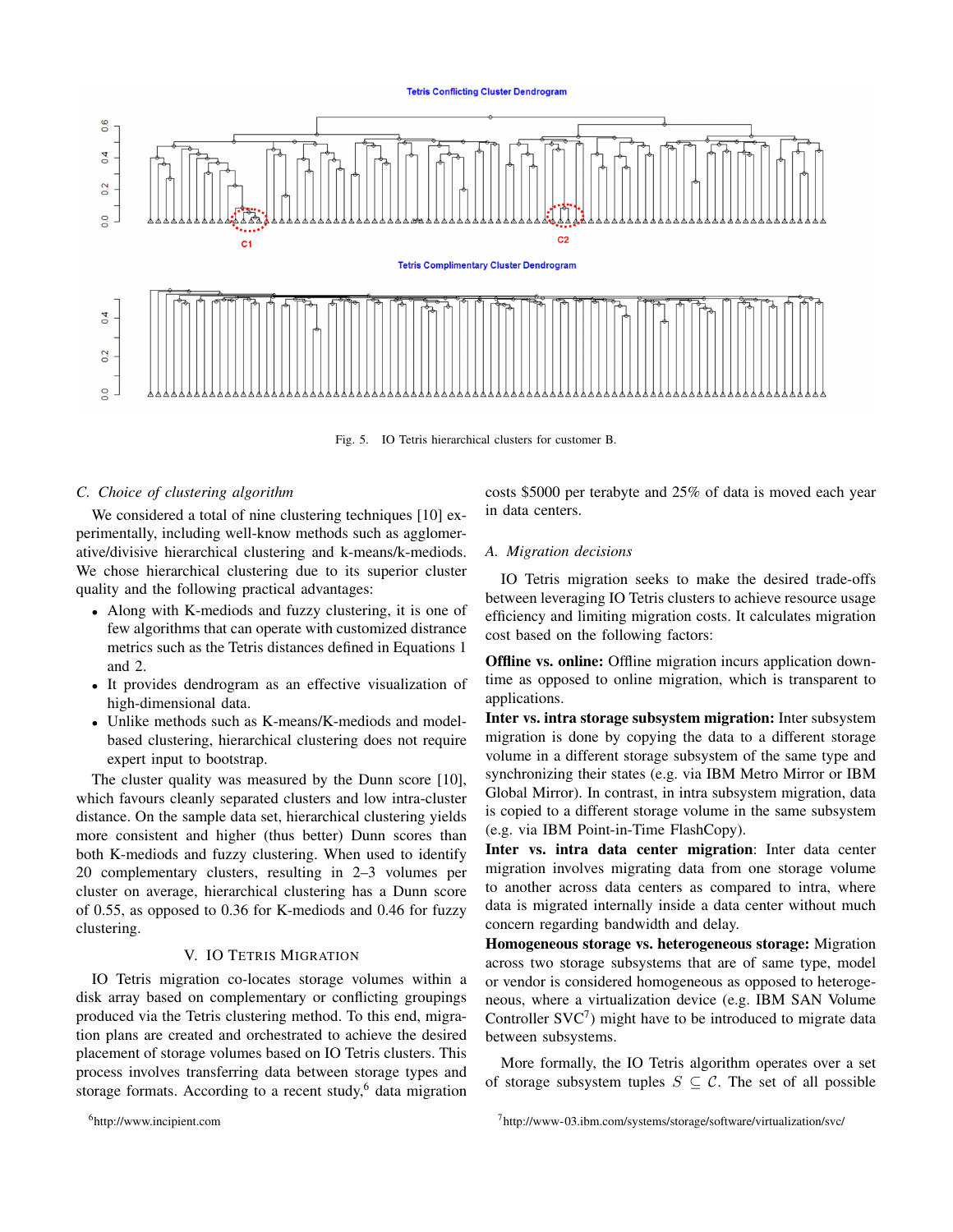Tetris Conflicting Cluster Dendrogram

0.0 0.2 0.4 0.6

C1

C2

Tetris Complimentary Cluster Dendrogram

0.0 0.2 0.4

Fig. 5. IO Tetris hierarchical clusters for customer B.

### *C. Choice of clustering algorithm*

We considered a total of nine clustering techniques [10] experimentally, including well-know methods such as agglomerative/divisive hierarchical clustering and k-means/k-mediods. We chose hierarchical clustering due to its superior cluster quality and the following practical advantages:

- Along with K-mediods and fuzzy clustering, it is one of few algorithms that can operate with customized distrance metrics such as the Tetris distances defined in Equations 1 and 2.
- It provides dendrogram as an effective visualization of high-dimensional data.
- Unlike methods such as K-means/K-mediods and model-based clustering, hierarchical clustering does not require expert input to bootstrap.

The cluster quality was measured by the Dunn score [10], which favours cleanly separated clusters and low intra-cluster distance. On the sample data set, hierarchical clustering yields more consistent and higher (thus better) Dunn scores than both K-mediods and fuzzy clustering. When used to identify 20 complementary clusters, resulting in 2–3 volumes per cluster on average, hierarchical clustering has a Dunn score of 0.55, as opposed to 0.36 for K-mediods and 0.46 for fuzzy clustering.

## V. IO Tetris Migration

IO Tetris migration co-locates storage volumes within a disk array based on complementary or conflicting groupings produced via the Tetris clustering method. To this end, migration plans are created and orchestrated to achieve the desired placement of storage volumes based on IO Tetris clusters. This process involves transferring data between storage types and storage formats. According to a recent study,[6] data migration costs \$5000 per terabyte and 25% of data is moved each year in data centers.

### *A. Migration decisions*

IO Tetris migration seeks to make the desired trade-offs between leveraging IO Tetris clusters to achieve resource usage efficiency and limiting migration costs. It calculates migration cost based on the following factors:

**Offline vs. online:** Offline migration incurs application downtime as opposed to online migration, which is transparent to applications.

**Inter vs. intra storage subsystem migration:** Inter subsystem migration is done by copying the data to a different storage volume in a different storage subsystem of the same type and synchronizing their states (e.g. via IBM Metro Mirror or IBM Global Mirror). In contrast, in intra subsystem migration, data is copied to a different storage volume in the same subsystem (e.g. via IBM Point-in-Time FlashCopy).

**Inter vs. intra data center migration**: Inter data center migration involves migrating data from one storage volume to another across data centers as compared to intra, where data is migrated internally inside a data center without much concern regarding bandwidth and delay.

**Homogeneous storage vs. heterogeneous storage:** Migration across two storage subsystems that are of same type, model or vendor is considered homogeneous as opposed to heterogeneous, where a virtualization device (e.g. IBM SAN Volume Controller SVC[7]) might have to be introduced to migrate data between subsystems.

More formally, the IO Tetris algorithm operates over a set of storage subsystem tuples $S \subseteq \mathcal{C}$. The set of all possible

[6]http://www.incipient.com

[7]http://www-03.ibm.com/systems/storage/software/virtualization/svc/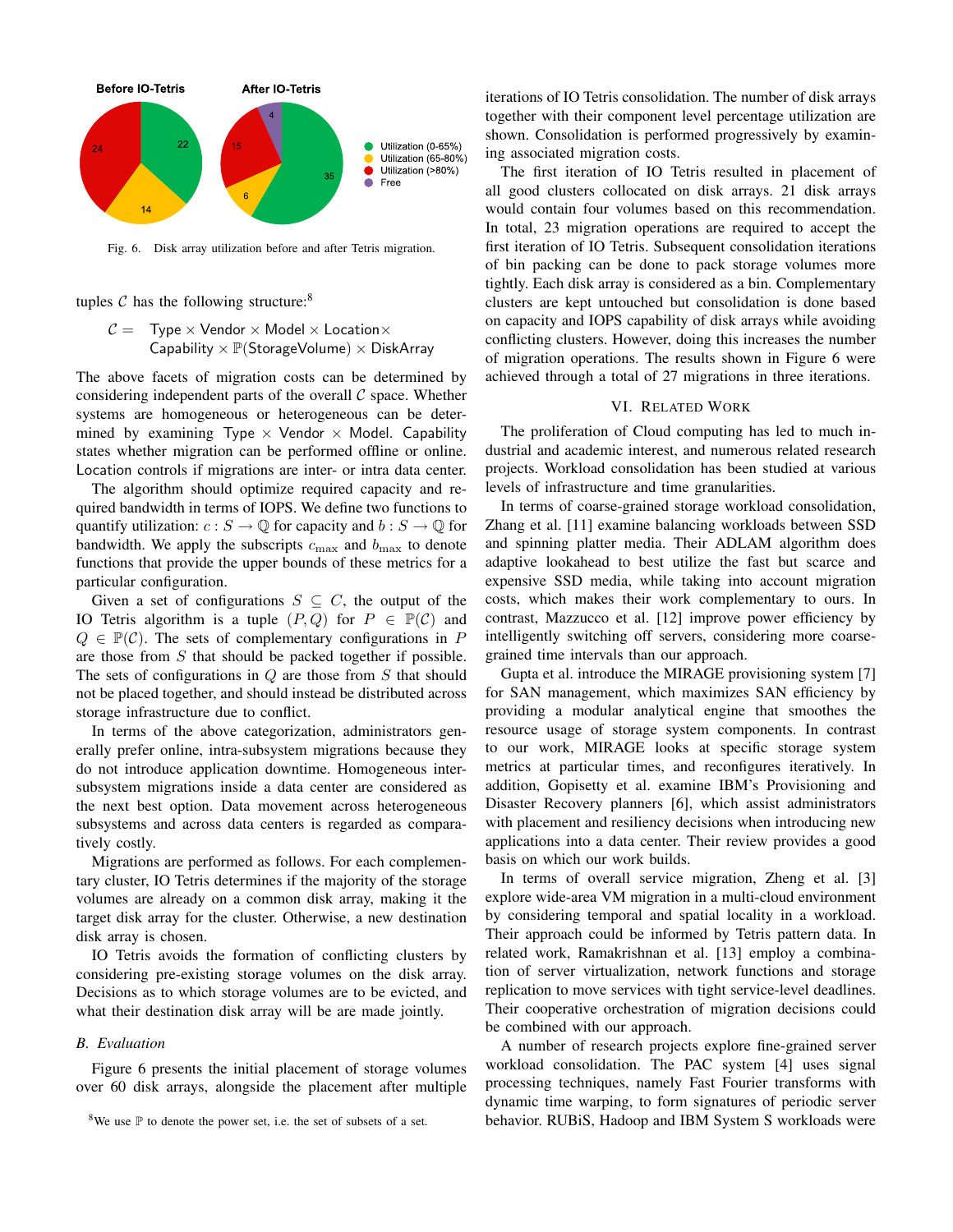Before IO-Tetris

After IO-Tetris

22

14

24

35

6

15

4

Utilization (0-65%)

Utilization (65-80%)

Utilization (>80%)

Free

Fig. 6. Disk array utilization before and after Tetris migration.

tuples $\mathcal{C}$ has the following structure:[8]

$$\mathcal{C} = \mathsf{Type} \times \mathsf{Vendor} \times \mathsf{Model} \times \mathsf{Location} \times \mathsf{Capability} \times \mathbb{P}(\mathsf{StorageVolume}) \times \mathsf{DiskArray}$$

The above facets of migration costs can be determined by considering independent parts of the overall $\mathcal{C}$ space. Whether systems are homogeneous or heterogeneous can be determined by examining Type × Vendor × Model. Capability states whether migration can be performed offline or online. Location controls if migrations are inter- or intra data center.

The algorithm should optimize required capacity and required bandwidth in terms of IOPS. We define two functions to quantify utilization: $c : S \to \mathbb{Q}$ for capacity and $b : S \to \mathbb{Q}$ for bandwidth. We apply the subscripts $c_{\max}$ and $b_{\max}$ to denote functions that provide the upper bounds of these metrics for a particular configuration.

Given a set of configurations $S \subseteq C$, the output of the IO Tetris algorithm is a tuple $(P, Q)$ for $P \in \mathbb{P}(\mathcal{C})$ and $Q \in \mathbb{P}(\mathcal{C})$. The sets of complementary configurations in $P$ are those from $S$ that should be packed together if possible. The sets of configurations in $Q$ are those from $S$ that should not be placed together, and should instead be distributed across storage infrastructure due to conflict.

In terms of the above categorization, administrators generally prefer online, intra-subsystem migrations because they do not introduce application downtime. Homogeneous inter-subsystem migrations inside a data center are considered as the next best option. Data movement across heterogeneous subsystems and across data centers is regarded as comparatively costly.

Migrations are performed as follows. For each complementary cluster, IO Tetris determines if the majority of the storage volumes are already on a common disk array, making it the target disk array for the cluster. Otherwise, a new destination disk array is chosen.

IO Tetris avoids the formation of conflicting clusters by considering pre-existing storage volumes on the disk array. Decisions as to which storage volumes are to be evicted, and what their destination disk array will be are made jointly.

### *B. Evaluation*

Figure 6 presents the initial placement of storage volumes over 60 disk arrays, alongside the placement after multiple iterations of IO Tetris consolidation. The number of disk arrays together with their component level percentage utilization are shown. Consolidation is performed progressively by examining associated migration costs.

The first iteration of IO Tetris resulted in placement of all good clusters collocated on disk arrays. 21 disk arrays would contain four volumes based on this recommendation. In total, 23 migration operations are required to accept the first iteration of IO Tetris. Subsequent consolidation iterations of bin packing can be done to pack storage volumes more tightly. Each disk array is considered as a bin. Complementary clusters are kept untouched but consolidation is done based on capacity and IOPS capability of disk arrays while avoiding conflicting clusters. However, doing this increases the number of migration operations. The results shown in Figure 6 were achieved through a total of 27 migrations in three iterations.

## VI. Related Work

The proliferation of Cloud computing has led to much industrial and academic interest, and numerous related research projects. Workload consolidation has been studied at various levels of infrastructure and time granularities.

In terms of coarse-grained storage workload consolidation, Zhang et al. [11] examine balancing workloads between SSD and spinning platter media. Their ADLAM algorithm does adaptive lookahead to best utilize the fast but scarce and expensive SSD media, while taking into account migration costs, which makes their work complementary to ours. In contrast, Mazzucco et al. [12] improve power efficiency by intelligently switching off servers, considering more coarse-grained time intervals than our approach.

Gupta et al. introduce the MIRAGE provisioning system [7] for SAN management, which maximizes SAN efficiency by providing a modular analytical engine that smoothes the resource usage of storage system components. In contrast to our work, MIRAGE looks at specific storage system metrics at particular times, and reconfigures iteratively. In addition, Gopisetty et al. examine IBM's Provisioning and Disaster Recovery planners [6], which assist administrators with placement and resiliency decisions when introducing new applications into a data center. Their review provides a good basis on which our work builds.

In terms of overall service migration, Zheng et al. [3] explore wide-area VM migration in a multi-cloud environment by considering temporal and spatial locality in a workload. Their approach could be informed by Tetris pattern data. In related work, Ramakrishnan et al. [13] employ a combination of server virtualization, network functions and storage replication to move services with tight service-level deadlines. Their cooperative orchestration of migration decisions could be combined with our approach.

A number of research projects explore fine-grained server workload consolidation. The PAC system [4] uses signal processing techniques, namely Fast Fourier transforms with dynamic time warping, to form signatures of periodic server behavior. RUBiS, Hadoop and IBM System S workloads were

[8] We use $\mathbb{P}$ to denote the power set, i.e. the set of subsets of a set.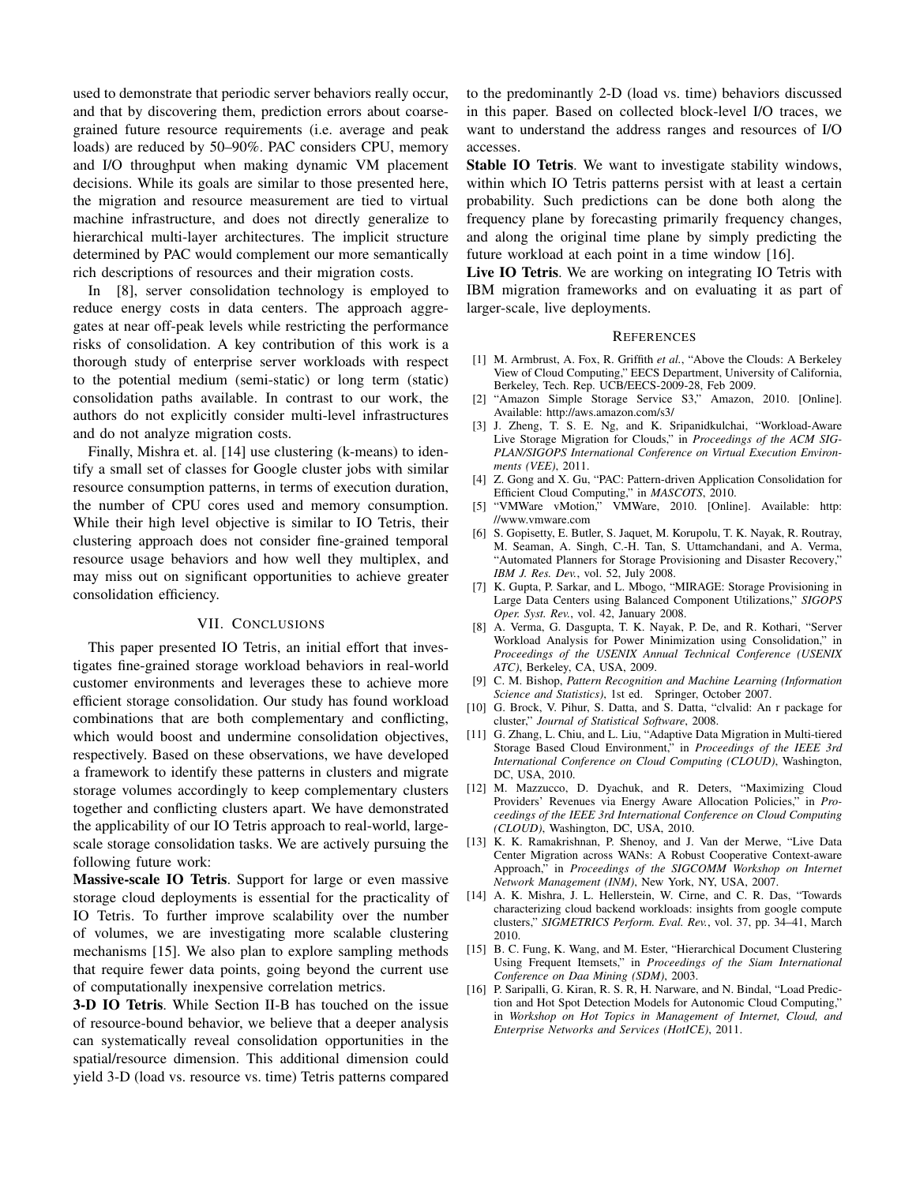used to demonstrate that periodic server behaviors really occur, and that by discovering them, prediction errors about coarse-grained future resource requirements (i.e. average and peak loads) are reduced by 50–90%. PAC considers CPU, memory and I/O throughput when making dynamic VM placement decisions. While its goals are similar to those presented here, the migration and resource measurement are tied to virtual machine infrastructure, and does not directly generalize to hierarchical multi-layer architectures. The implicit structure determined by PAC would complement our more semantically rich descriptions of resources and their migration costs.

In [8], server consolidation technology is employed to reduce energy costs in data centers. The approach aggregates at near off-peak levels while restricting the performance risks of consolidation. A key contribution of this work is a thorough study of enterprise server workloads with respect to the potential medium (semi-static) or long term (static) consolidation paths available. In contrast to our work, the authors do not explicitly consider multi-level infrastructures and do not analyze migration costs.

Finally, Mishra et. al. [14] use clustering (k-means) to identify a small set of classes for Google cluster jobs with similar resource consumption patterns, in terms of execution duration, the number of CPU cores used and memory consumption. While their high level objective is similar to IO Tetris, their clustering approach does not consider fine-grained temporal resource usage behaviors and how well they multiplex, and may miss out on significant opportunities to achieve greater consolidation efficiency.

## VII. Conclusions

This paper presented IO Tetris, an initial effort that investigates fine-grained storage workload behaviors in real-world customer environments and leverages these to achieve more efficient storage consolidation. Our study has found workload combinations that are both complementary and conflicting, which would boost and undermine consolidation objectives, respectively. Based on these observations, we have developed a framework to identify these patterns in clusters and migrate storage volumes accordingly to keep complementary clusters together and conflicting clusters apart. We have demonstrated the applicability of our IO Tetris approach to real-world, large-scale storage consolidation tasks. We are actively pursuing the following future work:

**Massive-scale IO Tetris**. Support for large or even massive storage cloud deployments is essential for the practicality of IO Tetris. To further improve scalability over the number of volumes, we are investigating more scalable clustering mechanisms [15]. We also plan to explore sampling methods that require fewer data points, going beyond the current use of computationally inexpensive correlation metrics.

**3-D IO Tetris**. While Section II-B has touched on the issue of resource-bound behavior, we believe that a deeper analysis can systematically reveal consolidation opportunities in the spatial/resource dimension. This additional dimension could yield 3-D (load vs. resource vs. time) Tetris patterns compared to the predominantly 2-D (load vs. time) behaviors discussed in this paper. Based on collected block-level I/O traces, we want to understand the address ranges and resources of I/O accesses.

**Stable IO Tetris**. We want to investigate stability windows, within which IO Tetris patterns persist with at least a certain probability. Such predictions can be done both along the frequency plane by forecasting primarily frequency changes, and along the original time plane by simply predicting the future workload at each point in a time window [16].

**Live IO Tetris**. We are working on integrating IO Tetris with IBM migration frameworks and on evaluating it as part of larger-scale, live deployments.

## References

[1] M. Armbrust, A. Fox, R. Griffith *et al.*, "Above the Clouds: A Berkeley View of Cloud Computing," EECS Department, University of California, Berkeley, Tech. Rep. UCB/EECS-2009-28, Feb 2009.

[2] "Amazon Simple Storage Service S3," Amazon, 2010. [Online]. Available: http://aws.amazon.com/s3/

[3] J. Zheng, T. S. E. Ng, and K. Sripanidkulchai, "Workload-Aware Live Storage Migration for Clouds," in *Proceedings of the ACM SIGPLAN/SIGOPS International Conference on Virtual Execution Environments (VEE)*, 2011.

[4] Z. Gong and X. Gu, "PAC: Pattern-driven Application Consolidation for Efficient Cloud Computing," in *MASCOTS*, 2010.

[5] "VMWare vMotion," VMWare, 2010. [Online]. Available: http://www.vmware.com

[6] S. Gopisetty, E. Butler, S. Jaquet, M. Korupolu, T. K. Nayak, R. Routray, M. Seaman, A. Singh, C.-H. Tan, S. Uttamchandani, and A. Verma, "Automated Planners for Storage Provisioning and Disaster Recovery," *IBM J. Res. Dev.*, vol. 52, July 2008.

[7] K. Gupta, P. Sarkar, and L. Mbogo, "MIRAGE: Storage Provisioning in Large Data Centers using Balanced Component Utilizations," *SIGOPS Oper. Syst. Rev.*, vol. 42, January 2008.

[8] A. Verma, G. Dasgupta, T. K. Nayak, P. De, and R. Kothari, "Server Workload Analysis for Power Minimization using Consolidation," in *Proceedings of the USENIX Annual Technical Conference (USENIX ATC)*, Berkeley, CA, USA, 2009.

[9] C. M. Bishop, *Pattern Recognition and Machine Learning (Information Science and Statistics)*, 1st ed. Springer, October 2007.

[10] G. Brock, V. Pihur, S. Datta, and S. Datta, "clvalid: An r package for cluster," *Journal of Statistical Software*, 2008.

[11] G. Zhang, L. Chiu, and L. Liu, "Adaptive Data Migration in Multi-tiered Storage Based Cloud Environment," in *Proceedings of the IEEE 3rd International Conference on Cloud Computing (CLOUD)*, Washington, DC, USA, 2010.

[12] M. Mazzucco, D. Dyachuk, and R. Deters, "Maximizing Cloud Providers' Revenues via Energy Aware Allocation Policies," in *Proceedings of the IEEE 3rd International Conference on Cloud Computing (CLOUD)*, Washington, DC, USA, 2010.

[13] K. K. Ramakrishnan, P. Shenoy, and J. Van der Merwe, "Live Data Center Migration across WANs: A Robust Cooperative Context-aware Approach," in *Proceedings of the SIGCOMM Workshop on Internet Network Management (INM)*, New York, NY, USA, 2007.

[14] A. K. Mishra, J. L. Hellerstein, W. Cirne, and C. R. Das, "Towards characterizing cloud backend workloads: insights from google compute clusters," *SIGMETRICS Perform. Eval. Rev.*, vol. 37, pp. 34–41, March 2010.

[15] B. C. Fung, K. Wang, and M. Ester, "Hierarchical Document Clustering Using Frequent Itemsets," in *Proceedings of the Siam International Conference on Daa Mining (SDM)*, 2003.

[16] P. Saripalli, G. Kiran, R. S. R, H. Narware, and N. Bindal, "Load Prediction and Hot Spot Detection Models for Autonomic Cloud Computing," in *Workshop on Hot Topics in Management of Internet, Cloud, and Enterprise Networks and Services (HotICE)*, 2011.